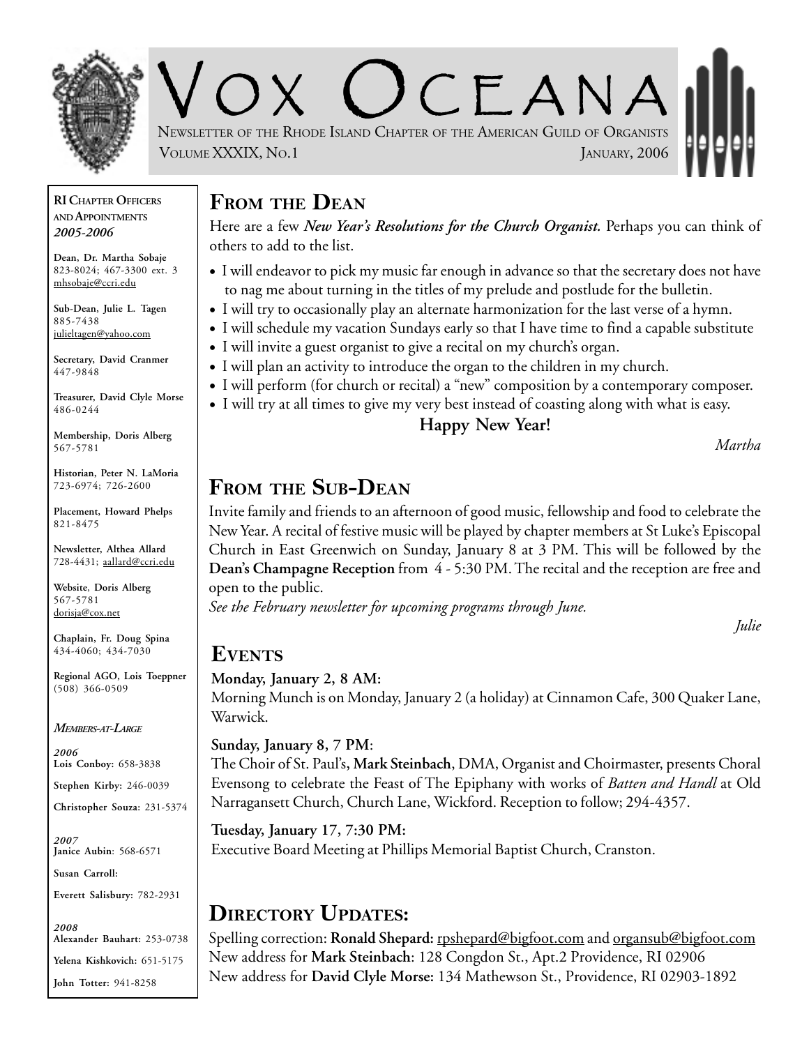# VOX OCEANA

NEWSLETTER OF THE RHODE ISLAND CHAPTER OF THE AMERICAN GUILD OF ORGANISTS

VOLUME XXXIX, NO.1 — JANUARY, 2006

**RI CHAPTER OFFICERS AND APPOINTMENTS**
***2005-2006***

**Dean, Dr. Martha Sobaje**
823-8024; 467-3300 ext. 3
mhsobaje@ccri.edu

**Sub-Dean, Julie L. Tagen**
885-7438
julieltagen@yahoo.com

**Secretary, David Cranmer**
447-9848

**Treasurer, David Clyle Morse**
486-0244

**Membership, Doris Alberg**
567-5781

**Historian, Peter N. LaMoria**
723-6974; 726-2600

**Placement, Howard Phelps**
821-8475

**Newsletter, Althea Allard**
728-4431; aallard@ccri.edu

**Website, Doris Alberg**
567-5781
dorisja@cox.net

**Chaplain, Fr. Doug Spina**
434-4060; 434-7030

**Regional AGO, Lois Toeppner**
(508) 366-0509

***MEMBERS-AT-LARGE***

***2006***
**Lois Conboy:** 658-3838
**Stephen Kirby:** 246-0039
**Christopher Souza:** 231-5374

***2007***
**Janice Aubin**: 568-6571
**Susan Carroll:**
**Everett Salisbury:** 782-2931

***2008***
**Alexander Bauhart:** 253-0738
**Yelena Kishkovich:** 651-5175
**John Totter:** 941-8258

## FROM THE DEAN

Here are a few ***New Year's Resolutions for the Church Organist.*** Perhaps you can think of others to add to the list.

- I will endeavor to pick my music far enough in advance so that the secretary does not have to nag me about turning in the titles of my prelude and postlude for the bulletin.
- I will try to occasionally play an alternate harmonization for the last verse of a hymn.
- I will schedule my vacation Sundays early so that I have time to find a capable substitute
- I will invite a guest organist to give a recital on my church's organ.
- I will plan an activity to introduce the organ to the children in my church.
- I will perform (for church or recital) a "new" composition by a contemporary composer.
- I will try at all times to give my very best instead of coasting along with what is easy.

**Happy New Year!**

*Martha*

## FROM THE SUB-DEAN

Invite family and friends to an afternoon of good music, fellowship and food to celebrate the New Year. A recital of festive music will be played by chapter members at St Luke's Episcopal Church in East Greenwich on Sunday, January 8 at 3 PM. This will be followed by the **Dean's Champagne Reception** from 4 - 5:30 PM. The recital and the reception are free and open to the public.

*See the February newsletter for upcoming programs through June.*

*Julie*

## EVENTS

**Monday, January 2, 8 AM:**
Morning Munch is on Monday, January 2 (a holiday) at Cinnamon Cafe, 300 Quaker Lane, Warwick.

**Sunday, January 8, 7 PM**:
The Choir of St. Paul's**, Mark Steinbach**, DMA, Organist and Choirmaster, presents Choral Evensong to celebrate the Feast of The Epiphany with works of *Batten and Handl* at Old Narragansett Church, Church Lane, Wickford. Reception to follow; 294-4357.

**Tuesday, January 17, 7:30 PM:**
Executive Board Meeting at Phillips Memorial Baptist Church, Cranston.

## DIRECTORY UPDATES:

Spelling correction: **Ronald Shepard:** rpshepard@bigfoot.com and organsub@bigfoot.com
New address for **Mark Steinbach**: 128 Congdon St., Apt.2 Providence, RI 02906
New address for **David Clyle Morse:** 134 Mathewson St., Providence, RI 02903-1892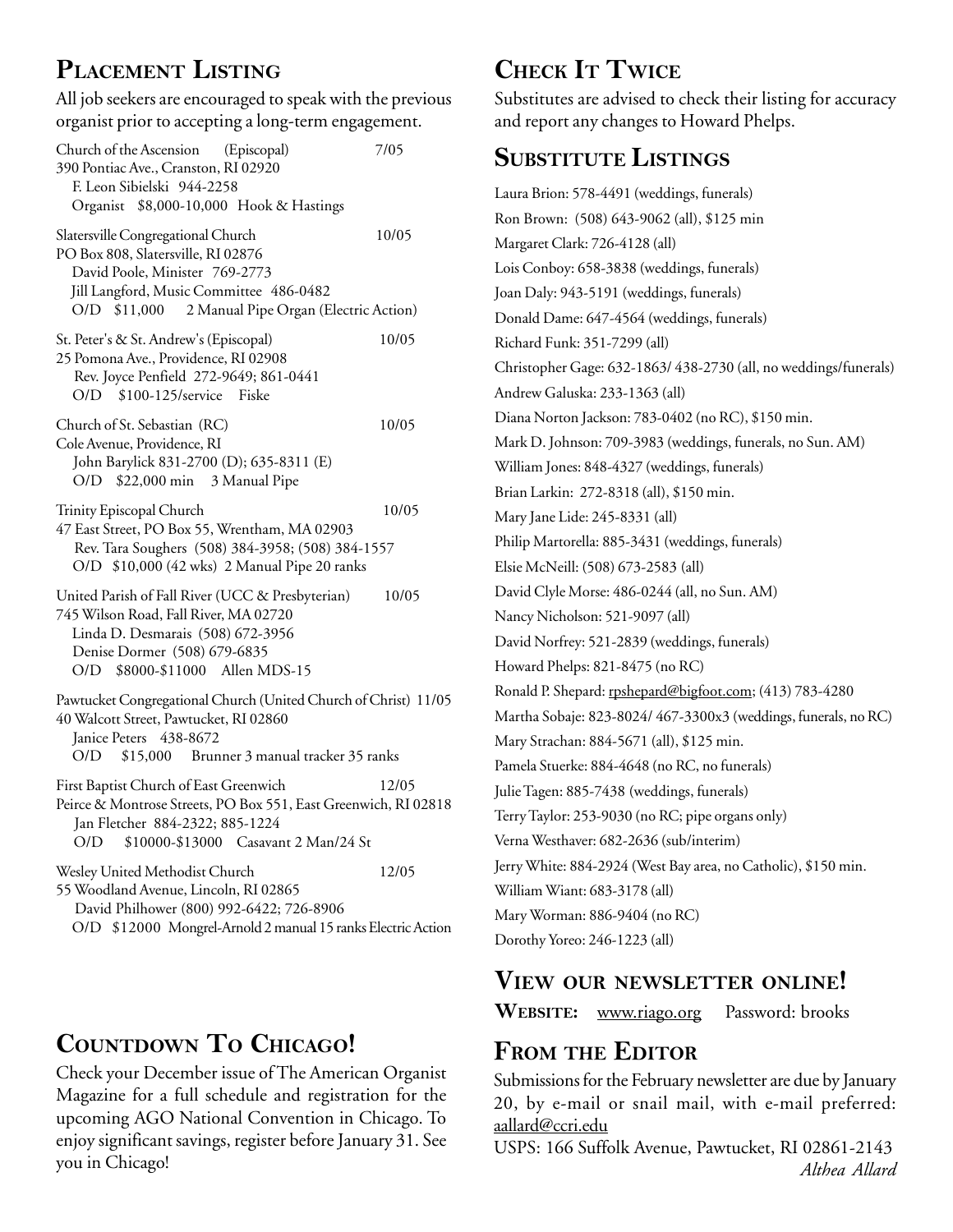## Placement Listing

All job seekers are encouraged to speak with the previous organist prior to accepting a long-term engagement.

Church of the Ascension (Episcopal) 7/05
390 Pontiac Ave., Cranston, RI 02920
F. Leon Sibielski 944-2258
Organist $8,000-10,000 Hook & Hastings

Slatersville Congregational Church 10/05
PO Box 808, Slatersville, RI 02876
David Poole, Minister 769-2773
Jill Langford, Music Committee 486-0482
O/D $11,000 2 Manual Pipe Organ (Electric Action)

St. Peter's & St. Andrew's (Episcopal) 10/05
25 Pomona Ave., Providence, RI 02908
Rev. Joyce Penfield 272-9649; 861-0441
O/D $100-125/service Fiske

Church of St. Sebastian (RC) 10/05
Cole Avenue, Providence, RI
John Barylick 831-2700 (D); 635-8311 (E)
O/D $22,000 min 3 Manual Pipe

Trinity Episcopal Church 10/05
47 East Street, PO Box 55, Wrentham, MA 02903
Rev. Tara Soughers (508) 384-3958; (508) 384-1557
O/D $10,000 (42 wks) 2 Manual Pipe 20 ranks

United Parish of Fall River (UCC & Presbyterian) 10/05
745 Wilson Road, Fall River, MA 02720
Linda D. Desmarais (508) 672-3956
Denise Dormer (508) 679-6835
O/D $8000-$11000 Allen MDS-15

Pawtucket Congregational Church (United Church of Christ) 11/05
40 Walcott Street, Pawtucket, RI 02860
Janice Peters 438-8672
O/D $15,000 Brunner 3 manual tracker 35 ranks

First Baptist Church of East Greenwich 12/05
Peirce & Montrose Streets, PO Box 551, East Greenwich, RI 02818
Jan Fletcher 884-2322; 885-1224
O/D $10000-$13000 Casavant 2 Man/24 St

Wesley United Methodist Church 12/05
55 Woodland Avenue, Lincoln, RI 02865
David Philhower (800) 992-6422; 726-8906
O/D $12000 Mongrel-Arnold 2 manual 15 ranks Electric Action

## Countdown To Chicago!

Check your December issue of The American Organist Magazine for a full schedule and registration for the upcoming AGO National Convention in Chicago. To enjoy significant savings, register before January 31. See you in Chicago!

## Check It Twice

Substitutes are advised to check their listing for accuracy and report any changes to Howard Phelps.

## Substitute Listings

Laura Brion: 578-4491 (weddings, funerals)
Ron Brown: (508) 643-9062 (all), $125 min
Margaret Clark: 726-4128 (all)
Lois Conboy: 658-3838 (weddings, funerals)
Joan Daly: 943-5191 (weddings, funerals)
Donald Dame: 647-4564 (weddings, funerals)
Richard Funk: 351-7299 (all)
Christopher Gage: 632-1863/ 438-2730 (all, no weddings/funerals)
Andrew Galuska: 233-1363 (all)
Diana Norton Jackson: 783-0402 (no RC), $150 min.
Mark D. Johnson: 709-3983 (weddings, funerals, no Sun. AM)
William Jones: 848-4327 (weddings, funerals)
Brian Larkin: 272-8318 (all), $150 min.
Mary Jane Lide: 245-8331 (all)
Philip Martorella: 885-3431 (weddings, funerals)
Elsie McNeill: (508) 673-2583 (all)
David Clyle Morse: 486-0244 (all, no Sun. AM)
Nancy Nicholson: 521-9097 (all)
David Norfrey: 521-2839 (weddings, funerals)
Howard Phelps: 821-8475 (no RC)
Ronald P. Shepard: rpshepard@bigfoot.com; (413) 783-4280
Martha Sobaje: 823-8024/ 467-3300x3 (weddings, funerals, no RC)
Mary Strachan: 884-5671 (all), $125 min.
Pamela Stuerke: 884-4648 (no RC, no funerals)
Julie Tagen: 885-7438 (weddings, funerals)
Terry Taylor: 253-9030 (no RC; pipe organs only)
Verna Westhaver: 682-2636 (sub/interim)
Jerry White: 884-2924 (West Bay area, no Catholic), $150 min.
William Wiant: 683-3178 (all)
Mary Worman: 886-9404 (no RC)
Dorothy Yoreo: 246-1223 (all)

## View our newsletter online!

**Website:** www.riago.org Password: brooks

## From the Editor

Submissions for the February newsletter are due by January 20, by e-mail or snail mail, with e-mail preferred: aallard@ccri.edu
USPS: 166 Suffolk Avenue, Pawtucket, RI 02861-2143

*Althea Allard*